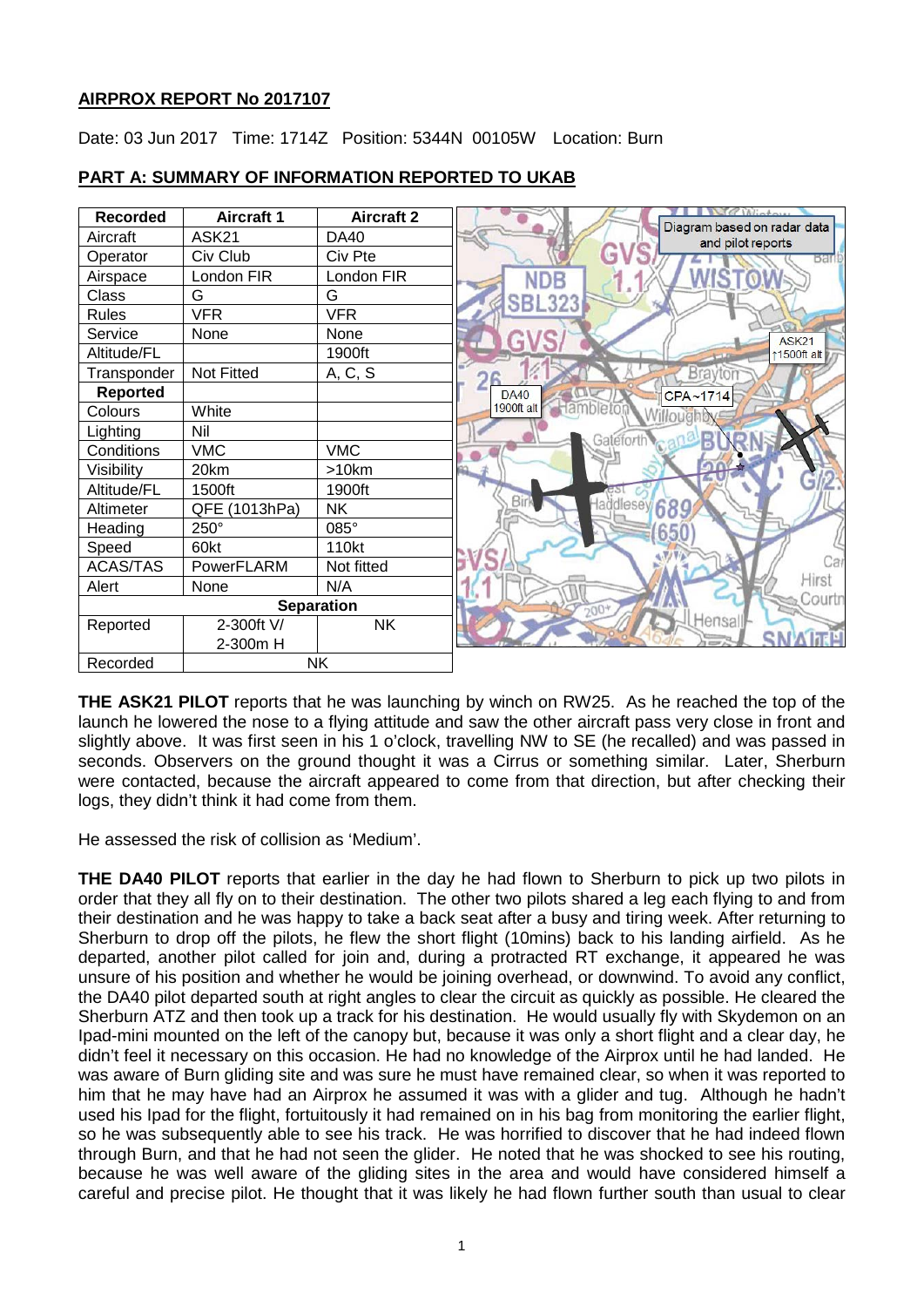## AIRPROX REPORT No 2017107

Date: 03 Jun 2017 Time: 1714Z Position: 5344N 00105W Location: Burn

## PART A: SUMMARY OF INFORMATION REPORTED TO UKAB

| Recorded | Aircraft 1 | Aircraft 2 |
|---|---|---|
| Aircraft | ASK21 | DA40 |
| Operator | Civ Club | Civ Pte |
| Airspace | London FIR | London FIR |
| Class | G | G |
| Rules | VFR | VFR |
| Service | None | None |
| Altitude/FL | | 1900ft |
| Transponder | Not Fitted | A, C, S |
| **Reported** | | |
| Colours | White | |
| Lighting | Nil | |
| Conditions | VMC | VMC |
| Visibility | 20km | >10km |
| Altitude/FL | 1500ft | 1900ft |
| Altimeter | QFE (1013hPa) | NK |
| Heading | 250° | 085° |
| Speed | 60kt | 110kt |
| ACAS/TAS | PowerFLARM | Not fitted |
| Alert | None | N/A |
| **Separation** | | |
| Reported | 2-300ft V/ 2-300m H | NK |
| Recorded | NK | |

Diagram based on radar data and pilot reports

**THE ASK21 PILOT** reports that he was launching by winch on RW25. As he reached the top of the launch he lowered the nose to a flying attitude and saw the other aircraft pass very close in front and slightly above. It was first seen in his 1 o'clock, travelling NW to SE (he recalled) and was passed in seconds. Observers on the ground thought it was a Cirrus or something similar. Later, Sherburn were contacted, because the aircraft appeared to come from that direction, but after checking their logs, they didn't think it had come from them.

He assessed the risk of collision as 'Medium'.

**THE DA40 PILOT** reports that earlier in the day he had flown to Sherburn to pick up two pilots in order that they all fly on to their destination. The other two pilots shared a leg each flying to and from their destination and he was happy to take a back seat after a busy and tiring week. After returning to Sherburn to drop off the pilots, he flew the short flight (10mins) back to his landing airfield. As he departed, another pilot called for join and, during a protracted RT exchange, it appeared he was unsure of his position and whether he would be joining overhead, or downwind. To avoid any conflict, the DA40 pilot departed south at right angles to clear the circuit as quickly as possible. He cleared the Sherburn ATZ and then took up a track for his destination. He would usually fly with Skydemon on an Ipad-mini mounted on the left of the canopy but, because it was only a short flight and a clear day, he didn't feel it necessary on this occasion. He had no knowledge of the Airprox until he had landed. He was aware of Burn gliding site and was sure he must have remained clear, so when it was reported to him that he may have had an Airprox he assumed it was with a glider and tug. Although he hadn't used his Ipad for the flight, fortuitously it had remained on in his bag from monitoring the earlier flight, so he was subsequently able to see his track. He was horrified to discover that he had indeed flown through Burn, and that he had not seen the glider. He noted that he was shocked to see his routing, because he was well aware of the gliding sites in the area and would have considered himself a careful and precise pilot. He thought that it was likely he had flown further south than usual to clear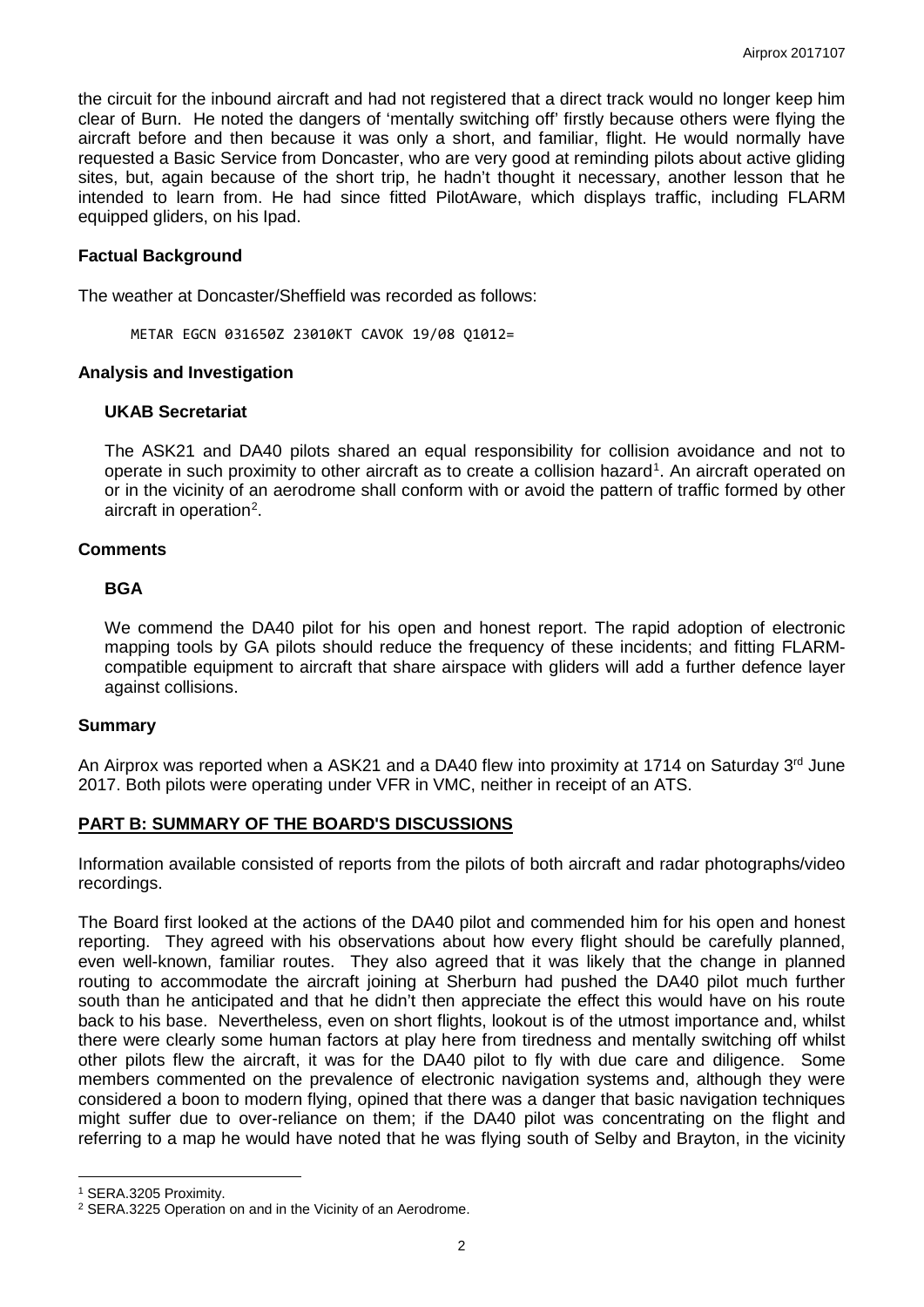the circuit for the inbound aircraft and had not registered that a direct track would no longer keep him clear of Burn. He noted the dangers of 'mentally switching off' firstly because others were flying the aircraft before and then because it was only a short, and familiar, flight. He would normally have requested a Basic Service from Doncaster, who are very good at reminding pilots about active gliding sites, but, again because of the short trip, he hadn't thought it necessary, another lesson that he intended to learn from. He had since fitted PilotAware, which displays traffic, including FLARM equipped gliders, on his Ipad.

### Factual Background

The weather at Doncaster/Sheffield was recorded as follows:

```
METAR EGCN 031650Z 23010KT CAVOK 19/08 Q1012=
```

### Analysis and Investigation

#### UKAB Secretariat

The ASK21 and DA40 pilots shared an equal responsibility for collision avoidance and not to operate in such proximity to other aircraft as to create a collision hazard[1]. An aircraft operated on or in the vicinity of an aerodrome shall conform with or avoid the pattern of traffic formed by other aircraft in operation[2].

### Comments

#### BGA

We commend the DA40 pilot for his open and honest report. The rapid adoption of electronic mapping tools by GA pilots should reduce the frequency of these incidents; and fitting FLARM-compatible equipment to aircraft that share airspace with gliders will add a further defence layer against collisions.

### Summary

An Airprox was reported when a ASK21 and a DA40 flew into proximity at 1714 on Saturday 3rd June 2017. Both pilots were operating under VFR in VMC, neither in receipt of an ATS.

## PART B: SUMMARY OF THE BOARD'S DISCUSSIONS

Information available consisted of reports from the pilots of both aircraft and radar photographs/video recordings.

The Board first looked at the actions of the DA40 pilot and commended him for his open and honest reporting. They agreed with his observations about how every flight should be carefully planned, even well-known, familiar routes. They also agreed that it was likely that the change in planned routing to accommodate the aircraft joining at Sherburn had pushed the DA40 pilot much further south than he anticipated and that he didn't then appreciate the effect this would have on his route back to his base. Nevertheless, even on short flights, lookout is of the utmost importance and, whilst there were clearly some human factors at play here from tiredness and mentally switching off whilst other pilots flew the aircraft, it was for the DA40 pilot to fly with due care and diligence. Some members commented on the prevalence of electronic navigation systems and, although they were considered a boon to modern flying, opined that there was a danger that basic navigation techniques might suffer due to over-reliance on them; if the DA40 pilot was concentrating on the flight and referring to a map he would have noted that he was flying south of Selby and Brayton, in the vicinity

---

[1] SERA.3205 Proximity.

[2] SERA.3225 Operation on and in the Vicinity of an Aerodrome.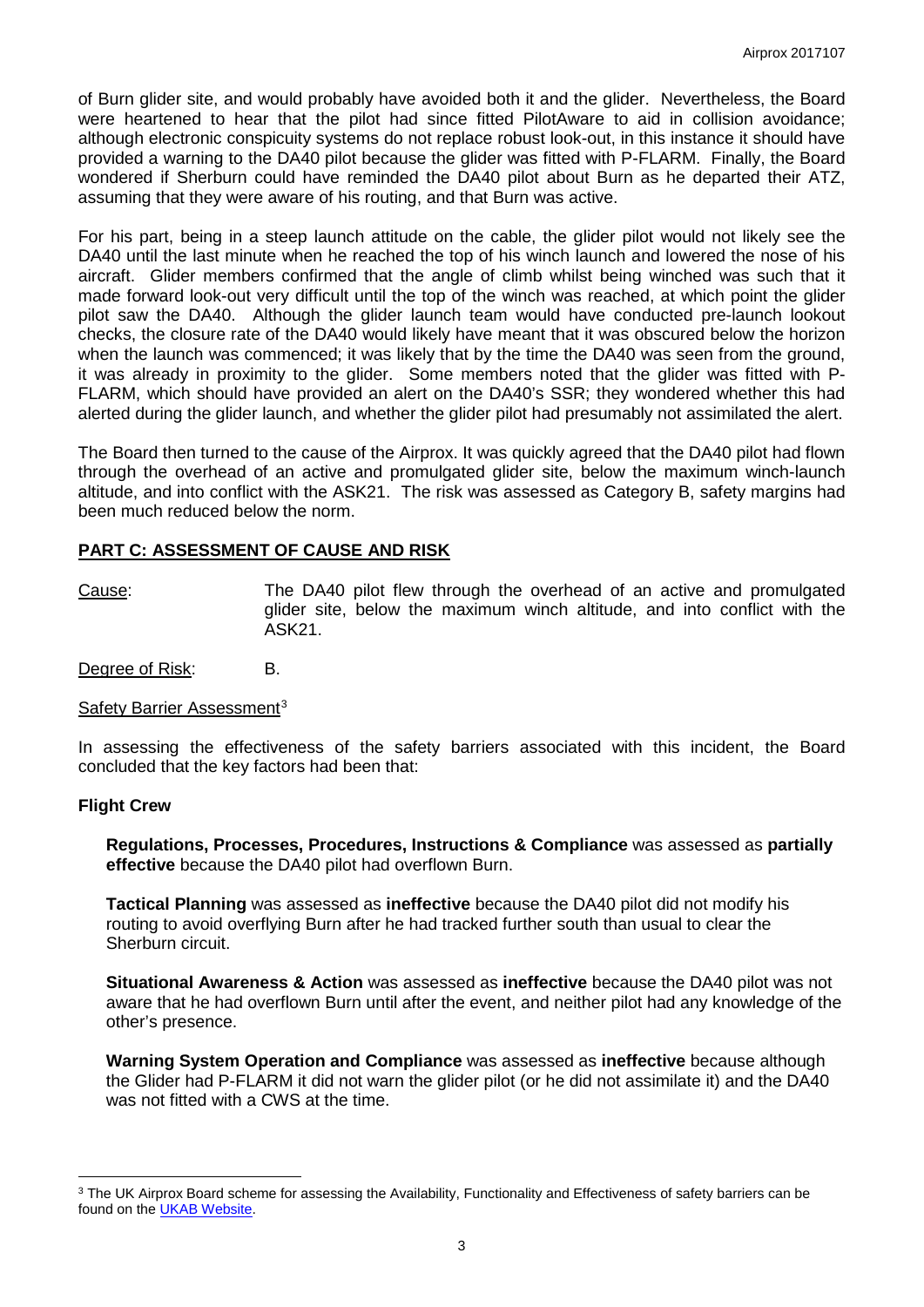of Burn glider site, and would probably have avoided both it and the glider. Nevertheless, the Board were heartened to hear that the pilot had since fitted PilotAware to aid in collision avoidance; although electronic conspicuity systems do not replace robust look-out, in this instance it should have provided a warning to the DA40 pilot because the glider was fitted with P-FLARM. Finally, the Board wondered if Sherburn could have reminded the DA40 pilot about Burn as he departed their ATZ, assuming that they were aware of his routing, and that Burn was active.

For his part, being in a steep launch attitude on the cable, the glider pilot would not likely see the DA40 until the last minute when he reached the top of his winch launch and lowered the nose of his aircraft. Glider members confirmed that the angle of climb whilst being winched was such that it made forward look-out very difficult until the top of the winch was reached, at which point the glider pilot saw the DA40. Although the glider launch team would have conducted pre-launch lookout checks, the closure rate of the DA40 would likely have meant that it was obscured below the horizon when the launch was commenced; it was likely that by the time the DA40 was seen from the ground, it was already in proximity to the glider. Some members noted that the glider was fitted with P-FLARM, which should have provided an alert on the DA40's SSR; they wondered whether this had alerted during the glider launch, and whether the glider pilot had presumably not assimilated the alert.

The Board then turned to the cause of the Airprox. It was quickly agreed that the DA40 pilot had flown through the overhead of an active and promulgated glider site, below the maximum winch-launch altitude, and into conflict with the ASK21. The risk was assessed as Category B, safety margins had been much reduced below the norm.

## PART C: ASSESSMENT OF CAUSE AND RISK

Cause: The DA40 pilot flew through the overhead of an active and promulgated glider site, below the maximum winch altitude, and into conflict with the ASK21.

Degree of Risk: B.

Safety Barrier Assessment[3]

In assessing the effectiveness of the safety barriers associated with this incident, the Board concluded that the key factors had been that:

### Flight Crew

**Regulations, Processes, Procedures, Instructions & Compliance** was assessed as **partially effective** because the DA40 pilot had overflown Burn.

**Tactical Planning** was assessed as **ineffective** because the DA40 pilot did not modify his routing to avoid overflying Burn after he had tracked further south than usual to clear the Sherburn circuit.

**Situational Awareness & Action** was assessed as **ineffective** because the DA40 pilot was not aware that he had overflown Burn until after the event, and neither pilot had any knowledge of the other's presence.

**Warning System Operation and Compliance** was assessed as **ineffective** because although the Glider had P-FLARM it did not warn the glider pilot (or he did not assimilate it) and the DA40 was not fitted with a CWS at the time.

---

[3] The UK Airprox Board scheme for assessing the Availability, Functionality and Effectiveness of safety barriers can be found on the UKAB Website.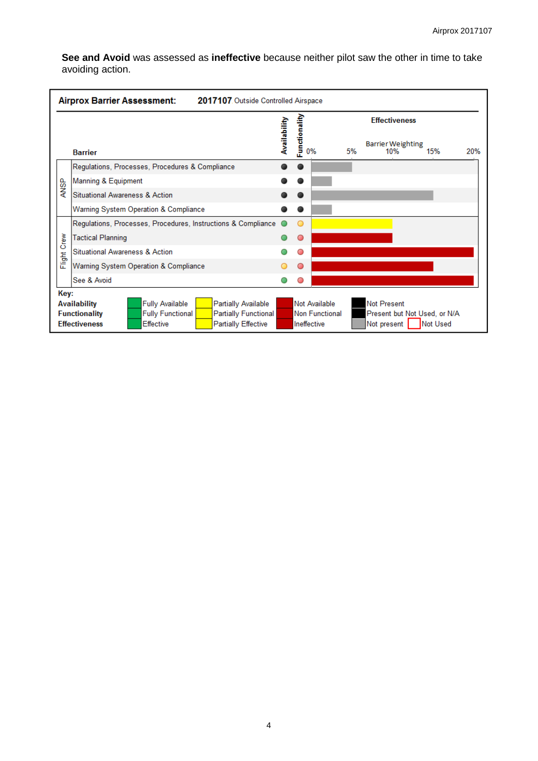**See and Avoid** was assessed as **ineffective** because neither pilot saw the other in time to take avoiding action.

**Airprox Barrier Assessment:** **2017107** Outside Controlled Airspace

Barrier

Availability

Functionality

Effectiveness

Barrier Weighting

0%

5%

10%

15%

20%

ANSP

Regulations, Processes, Procedures & Compliance

Manning & Equipment

Situational Awareness & Action

Warning System Operation & Compliance

Flight Crew

Regulations, Processes, Procedures, Instructions & Compliance

Tactical Planning

Situational Awareness & Action

Warning System Operation & Compliance

See & Avoid

**Key:**

**Availability** Fully Available / Partially Available / Not Available / Not Present

**Functionality** Fully Functional / Partially Functional / Non Functional / Present but Not Used, or N/A

**Effectiveness** Effective / Partially Effective / Ineffective / Not present / Not Used